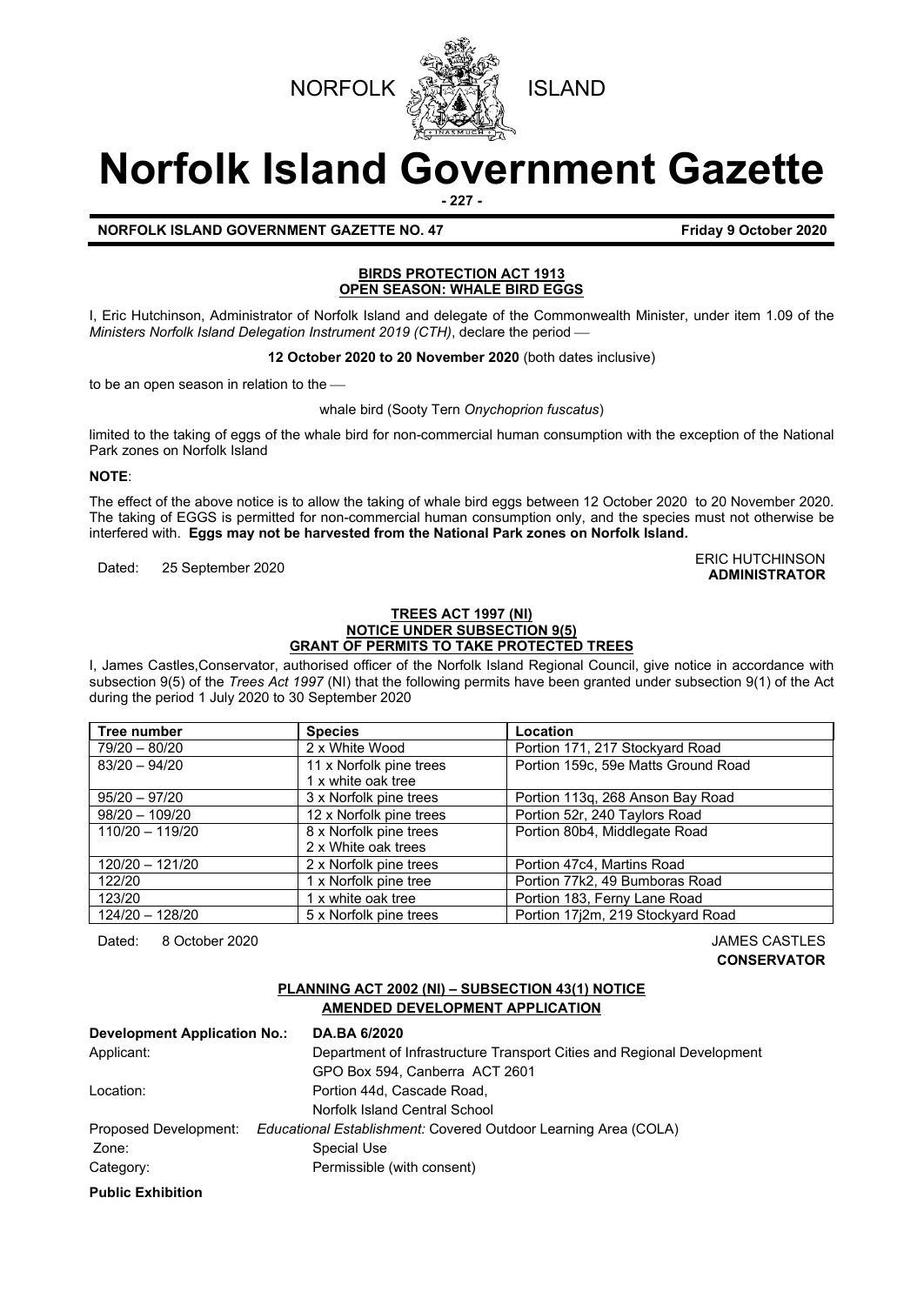NORFOLK ISLAND

# Norfolk Island Government Gazette

- 227 -

**NORFOLK ISLAND GOVERNMENT GAZETTE NO. 47** **Friday 9 October 2020**

## BIRDS PROTECTION ACT 1913
## OPEN SEASON: WHALE BIRD EGGS

I, Eric Hutchinson, Administrator of Norfolk Island and delegate of the Commonwealth Minister, under item 1.09 of the *Ministers Norfolk Island Delegation Instrument 2019 (CTH)*, declare the period —

**12 October 2020 to 20 November 2020** (both dates inclusive)

to be an open season in relation to the —

whale bird (Sooty Tern *Onychoprion fuscatus*)

limited to the taking of eggs of the whale bird for non-commercial human consumption with the exception of the National Park zones on Norfolk Island

**NOTE**:

The effect of the above notice is to allow the taking of whale bird eggs between 12 October 2020 to 20 November 2020. The taking of EGGS is permitted for non-commercial human consumption only, and the species must not otherwise be interfered with. **Eggs may not be harvested from the National Park zones on Norfolk Island.**

Dated: 25 September 2020

ERIC HUTCHINSON
**ADMINISTRATOR**

## TREES ACT 1997 (NI)
## NOTICE UNDER SUBSECTION 9(5)
## GRANT OF PERMITS TO TAKE PROTECTED TREES

I, James Castles,Conservator, authorised officer of the Norfolk Island Regional Council, give notice in accordance with subsection 9(5) of the *Trees Act 1997* (NI) that the following permits have been granted under subsection 9(1) of the Act during the period 1 July 2020 to 30 September 2020

| Tree number | Species | Location |
|---|---|---|
| 79/20 – 80/20 | 2 x White Wood | Portion 171, 217 Stockyard Road |
| 83/20 – 94/20 | 11 x Norfolk pine trees<br>1 x white oak tree | Portion 159c, 59e Matts Ground Road |
| 95/20 – 97/20 | 3 x Norfolk pine trees | Portion 113q, 268 Anson Bay Road |
| 98/20 – 109/20 | 12 x Norfolk pine trees | Portion 52r, 240 Taylors Road |
| 110/20 – 119/20 | 8 x Norfolk pine trees<br>2 x White oak trees | Portion 80b4, Middlegate Road |
| 120/20 – 121/20 | 2 x Norfolk pine trees | Portion 47c4, Martins Road |
| 122/20 | 1 x Norfolk pine tree | Portion 77k2, 49 Bumboras Road |
| 123/20 | 1 x white oak tree | Portion 183, Ferny Lane Road |
| 124/20 – 128/20 | 5 x Norfolk pine trees | Portion 17j2m, 219 Stockyard Road |

Dated: 8 October 2020

JAMES CASTLES
**CONSERVATOR**

## PLANNING ACT 2002 (NI) – SUBSECTION 43(1) NOTICE
## AMENDED DEVELOPMENT APPLICATION

| | |
|---|---|
| **Development Application No.:** | **DA.BA 6/2020** |
| Applicant: | Department of Infrastructure Transport Cities and Regional Development<br>GPO Box 594, Canberra ACT 2601 |
| Location: | Portion 44d, Cascade Road,<br>Norfolk Island Central School |
| Proposed Development: | *Educational Establishment:* Covered Outdoor Learning Area (COLA) |
| Zone: | Special Use |
| Category: | Permissible (with consent) |

**Public Exhibition**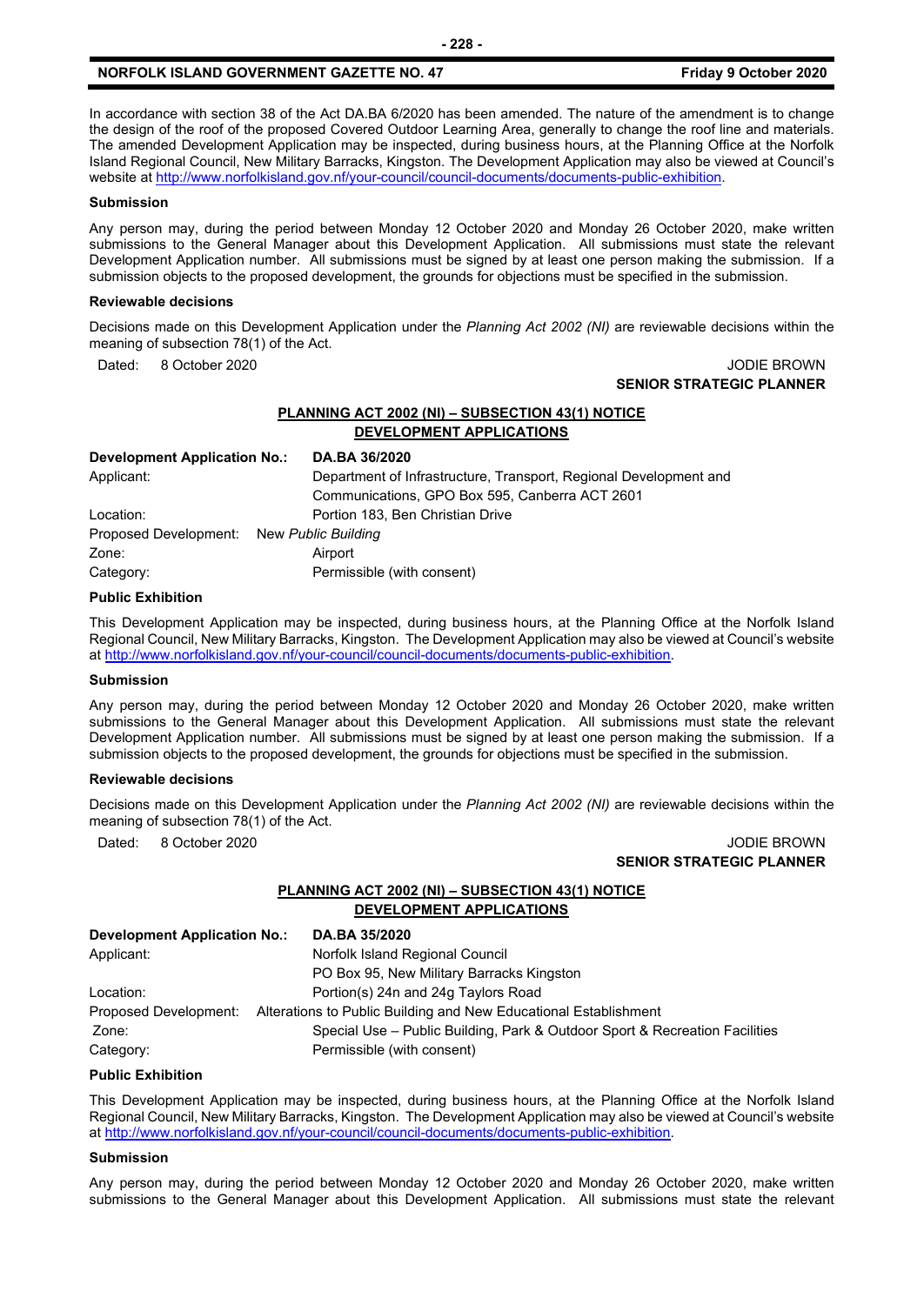In accordance with section 38 of the Act DA.BA 6/2020 has been amended. The nature of the amendment is to change the design of the roof of the proposed Covered Outdoor Learning Area, generally to change the roof line and materials. The amended Development Application may be inspected, during business hours, at the Planning Office at the Norfolk Island Regional Council, New Military Barracks, Kingston. The Development Application may also be viewed at Council's website at http://www.norfolkisland.gov.nf/your-council/council-documents/documents-public-exhibition.

**Submission**

Any person may, during the period between Monday 12 October 2020 and Monday 26 October 2020, make written submissions to the General Manager about this Development Application. All submissions must state the relevant Development Application number. All submissions must be signed by at least one person making the submission. If a submission objects to the proposed development, the grounds for objections must be specified in the submission.

**Reviewable decisions**

Decisions made on this Development Application under the *Planning Act 2002 (NI)* are reviewable decisions within the meaning of subsection 78(1) of the Act.

Dated: 8 October 2020

JODIE BROWN
**SENIOR STRATEGIC PLANNER**

## PLANNING ACT 2002 (NI) – SUBSECTION 43(1) NOTICE
## DEVELOPMENT APPLICATIONS

| **Development Application No.:** | **DA.BA 36/2020** |
|---|---|
| Applicant: | Department of Infrastructure, Transport, Regional Development and Communications, GPO Box 595, Canberra ACT 2601 |
| Location: | Portion 183, Ben Christian Drive |
| Proposed Development: | New *Public Building* |
| Zone: | Airport |
| Category: | Permissible (with consent) |

**Public Exhibition**

This Development Application may be inspected, during business hours, at the Planning Office at the Norfolk Island Regional Council, New Military Barracks, Kingston. The Development Application may also be viewed at Council's website at http://www.norfolkisland.gov.nf/your-council/council-documents/documents-public-exhibition.

**Submission**

Any person may, during the period between Monday 12 October 2020 and Monday 26 October 2020, make written submissions to the General Manager about this Development Application. All submissions must state the relevant Development Application number. All submissions must be signed by at least one person making the submission. If a submission objects to the proposed development, the grounds for objections must be specified in the submission.

**Reviewable decisions**

Decisions made on this Development Application under the *Planning Act 2002 (NI)* are reviewable decisions within the meaning of subsection 78(1) of the Act.

Dated: 8 October 2020

JODIE BROWN
**SENIOR STRATEGIC PLANNER**

## PLANNING ACT 2002 (NI) – SUBSECTION 43(1) NOTICE
## DEVELOPMENT APPLICATIONS

| **Development Application No.:** | **DA.BA 35/2020** |
|---|---|
| Applicant: | Norfolk Island Regional Council<br>PO Box 95, New Military Barracks Kingston |
| Location: | Portion(s) 24n and 24g Taylors Road |
| Proposed Development: | Alterations to Public Building and New Educational Establishment |
| Zone: | Special Use – Public Building, Park & Outdoor Sport & Recreation Facilities |
| Category: | Permissible (with consent) |

**Public Exhibition**

This Development Application may be inspected, during business hours, at the Planning Office at the Norfolk Island Regional Council, New Military Barracks, Kingston. The Development Application may also be viewed at Council's website at http://www.norfolkisland.gov.nf/your-council/council-documents/documents-public-exhibition.

**Submission**

Any person may, during the period between Monday 12 October 2020 and Monday 26 October 2020, make written submissions to the General Manager about this Development Application. All submissions must state the relevant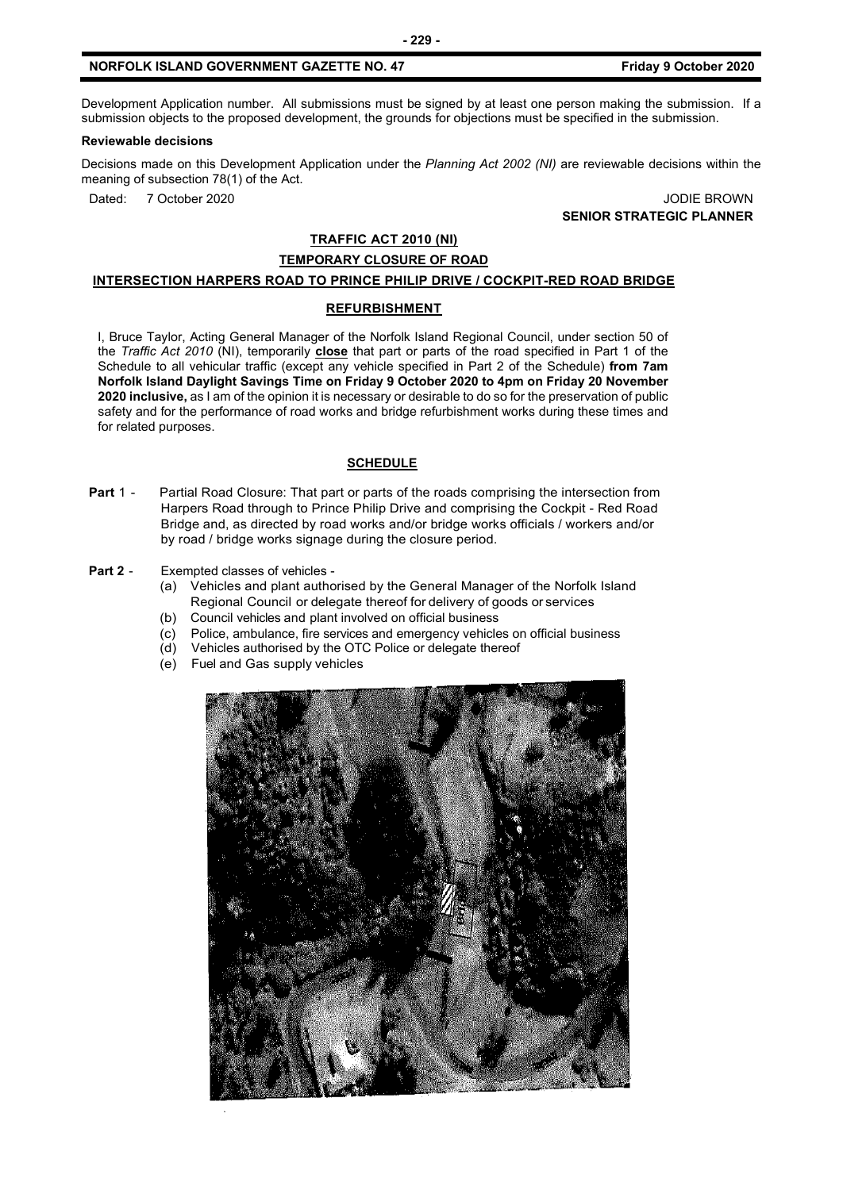Development Application number. All submissions must be signed by at least one person making the submission. If a submission objects to the proposed development, the grounds for objections must be specified in the submission.

**Reviewable decisions**

Decisions made on this Development Application under the *Planning Act 2002 (NI)* are reviewable decisions within the meaning of subsection 78(1) of the Act.

Dated: 7 October 2020

JODIE BROWN
**SENIOR STRATEGIC PLANNER**

## TRAFFIC ACT 2010 (NI)

### TEMPORARY CLOSURE OF ROAD

### INTERSECTION HARPERS ROAD TO PRINCE PHILIP DRIVE / COCKPIT-RED ROAD BRIDGE

### REFURBISHMENT

I, Bruce Taylor, Acting General Manager of the Norfolk Island Regional Council, under section 50 of the *Traffic Act 2010* (NI), temporarily **close** that part or parts of the road specified in Part 1 of the Schedule to all vehicular traffic (except any vehicle specified in Part 2 of the Schedule) **from 7am Norfolk Island Daylight Savings Time on Friday 9 October 2020 to 4pm on Friday 20 November 2020 inclusive,** as I am of the opinion it is necessary or desirable to do so for the preservation of public safety and for the performance of road works and bridge refurbishment works during these times and for related purposes.

### SCHEDULE

**Part** 1 - Partial Road Closure: That part or parts of the roads comprising the intersection from Harpers Road through to Prince Philip Drive and comprising the Cockpit - Red Road Bridge and, as directed by road works and/or bridge works officials / workers and/or by road / bridge works signage during the closure period.

**Part 2** - Exempted classes of vehicles -

(a) Vehicles and plant authorised by the General Manager of the Norfolk Island Regional Council or delegate thereof for delivery of goods or services
(b) Council vehicles and plant involved on official business
(c) Police, ambulance, fire services and emergency vehicles on official business
(d) Vehicles authorised by the OTC Police or delegate thereof
(e) Fuel and Gas supply vehicles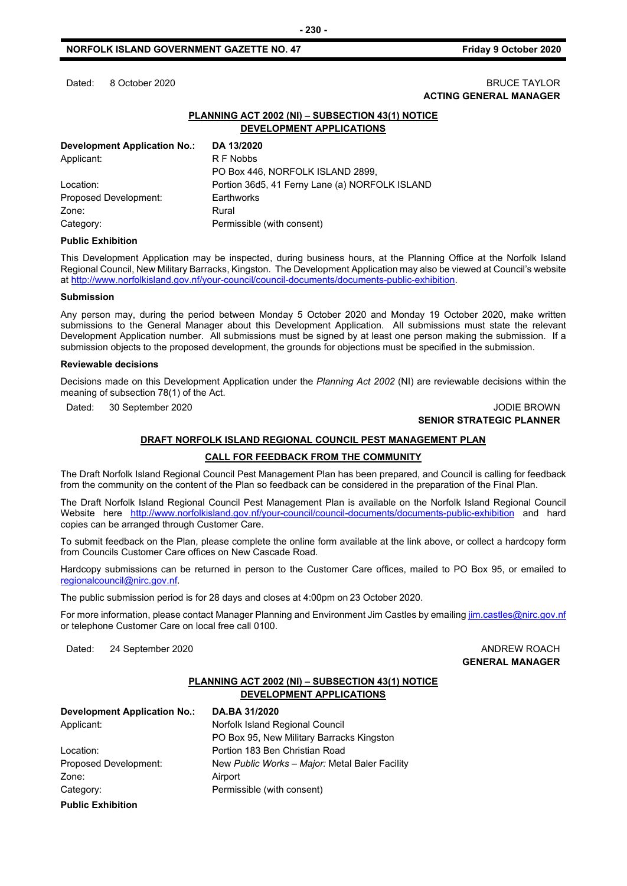Dated: 8 October 2020 BRUCE TAYLOR

**ACTING GENERAL MANAGER**

**PLANNING ACT 2002 (NI) – SUBSECTION 43(1) NOTICE**
**DEVELOPMENT APPLICATIONS**

| **Development Application No.:** | **DA 13/2020** |
|---|---|
| Applicant: | R F Nobbs<br>PO Box 446, NORFOLK ISLAND 2899, |
| Location: | Portion 36d5, 41 Ferny Lane (a) NORFOLK ISLAND |
| Proposed Development: | Earthworks |
| Zone: | Rural |
| Category: | Permissible (with consent) |

**Public Exhibition**

This Development Application may be inspected, during business hours, at the Planning Office at the Norfolk Island Regional Council, New Military Barracks, Kingston. The Development Application may also be viewed at Council's website at http://www.norfolkisland.gov.nf/your-council/council-documents/documents-public-exhibition.

**Submission**

Any person may, during the period between Monday 5 October 2020 and Monday 19 October 2020, make written submissions to the General Manager about this Development Application. All submissions must state the relevant Development Application number. All submissions must be signed by at least one person making the submission. If a submission objects to the proposed development, the grounds for objections must be specified in the submission.

**Reviewable decisions**

Decisions made on this Development Application under the *Planning Act 2002* (NI) are reviewable decisions within the meaning of subsection 78(1) of the Act.

Dated: 30 September 2020 JODIE BROWN

**SENIOR STRATEGIC PLANNER**

**DRAFT NORFOLK ISLAND REGIONAL COUNCIL PEST MANAGEMENT PLAN**

**CALL FOR FEEDBACK FROM THE COMMUNITY**

The Draft Norfolk Island Regional Council Pest Management Plan has been prepared, and Council is calling for feedback from the community on the content of the Plan so feedback can be considered in the preparation of the Final Plan.

The Draft Norfolk Island Regional Council Pest Management Plan is available on the Norfolk Island Regional Council Website here http://www.norfolkisland.gov.nf/your-council/council-documents/documents-public-exhibition and hard copies can be arranged through Customer Care.

To submit feedback on the Plan, please complete the online form available at the link above, or collect a hardcopy form from Councils Customer Care offices on New Cascade Road.

Hardcopy submissions can be returned in person to the Customer Care offices, mailed to PO Box 95, or emailed to regionalcouncil@nirc.gov.nf.

The public submission period is for 28 days and closes at 4:00pm on 23 October 2020.

For more information, please contact Manager Planning and Environment Jim Castles by emailing jim.castles@nirc.gov.nf or telephone Customer Care on local free call 0100.

Dated: 24 September 2020 ANDREW ROACH

**GENERAL MANAGER**

**PLANNING ACT 2002 (NI) – SUBSECTION 43(1) NOTICE**
**DEVELOPMENT APPLICATIONS**

| **Development Application No.:** | **DA.BA 31/2020** |
|---|---|
| Applicant: | Norfolk Island Regional Council<br>PO Box 95, New Military Barracks Kingston |
| Location: | Portion 183 Ben Christian Road |
| Proposed Development: | New *Public Works – Major:* Metal Baler Facility |
| Zone: | Airport |
| Category: | Permissible (with consent) |

**Public Exhibition**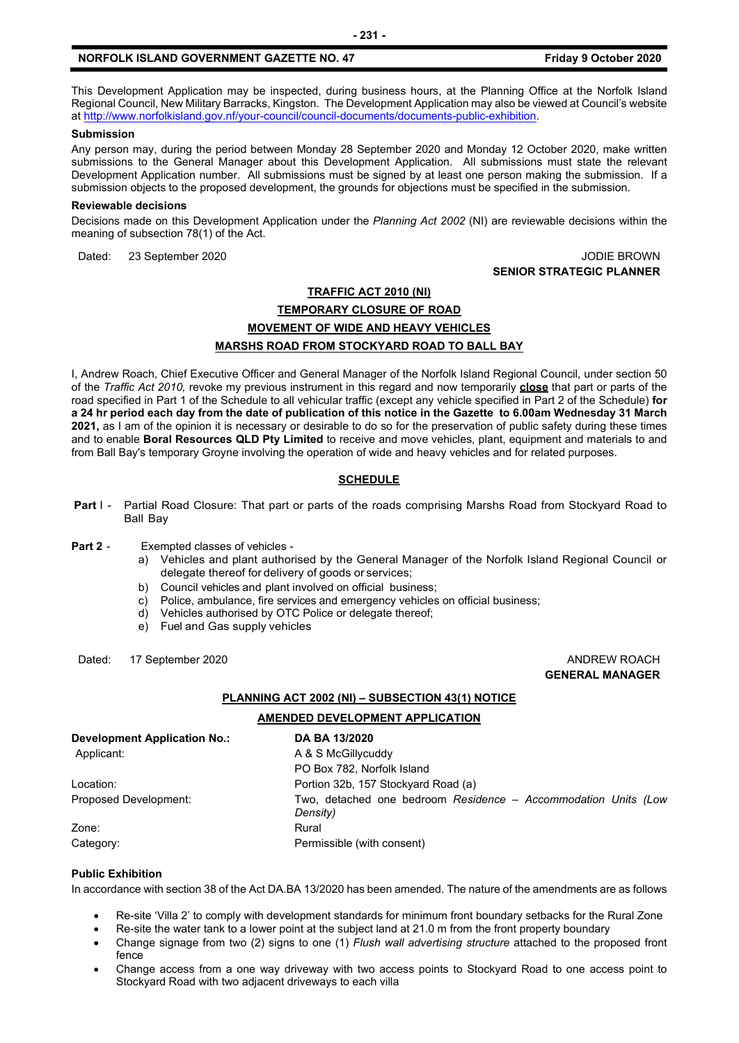This Development Application may be inspected, during business hours, at the Planning Office at the Norfolk Island Regional Council, New Military Barracks, Kingston. The Development Application may also be viewed at Council's website at http://www.norfolkisland.gov.nf/your-council/council-documents/documents-public-exhibition.

**Submission**

Any person may, during the period between Monday 28 September 2020 and Monday 12 October 2020, make written submissions to the General Manager about this Development Application. All submissions must state the relevant Development Application number. All submissions must be signed by at least one person making the submission. If a submission objects to the proposed development, the grounds for objections must be specified in the submission.

**Reviewable decisions**

Decisions made on this Development Application under the *Planning Act 2002* (NI) are reviewable decisions within the meaning of subsection 78(1) of the Act.

Dated: 23 September 2020

JODIE BROWN
**SENIOR STRATEGIC PLANNER**

## TRAFFIC ACT 2010 (NI)
## TEMPORARY CLOSURE OF ROAD
## MOVEMENT OF WIDE AND HEAVY VEHICLES
## MARSHS ROAD FROM STOCKYARD ROAD TO BALL BAY

I, Andrew Roach, Chief Executive Officer and General Manager of the Norfolk Island Regional Council, under section 50 of the *Traffic Act 2010,* revoke my previous instrument in this regard and now temporarily **close** that part or parts of the road specified in Part 1 of the Schedule to all vehicular traffic (except any vehicle specified in Part 2 of the Schedule) **for a 24 hr period each day from the date of publication of this notice in the Gazette to 6.00am Wednesday 31 March 2021,** as I am of the opinion it is necessary or desirable to do so for the preservation of public safety during these times and to enable **Boral Resources QLD Pty Limited** to receive and move vehicles, plant, equipment and materials to and from Ball Bay's temporary Groyne involving the operation of wide and heavy vehicles and for related purposes.

### SCHEDULE

**Part** I - Partial Road Closure: That part or parts of the roads comprising Marshs Road from Stockyard Road to Ball Bay

**Part 2** - Exempted classes of vehicles -

a) Vehicles and plant authorised by the General Manager of the Norfolk Island Regional Council or delegate thereof for delivery of goods or services;
b) Council vehicles and plant involved on official business;
c) Police, ambulance, fire services and emergency vehicles on official business;
d) Vehicles authorised by OTC Police or delegate thereof;
e) Fuel and Gas supply vehicles

Dated: 17 September 2020

ANDREW ROACH
**GENERAL MANAGER**

## PLANNING ACT 2002 (NI) – SUBSECTION 43(1) NOTICE
## AMENDED DEVELOPMENT APPLICATION

| | |
|---|---|
| **Development Application No.:** | **DA BA 13/2020** |
| Applicant: | A & S McGillycuddy<br>PO Box 782, Norfolk Island |
| Location: | Portion 32b, 157 Stockyard Road (a) |
| Proposed Development: | Two, detached one bedroom *Residence – Accommodation Units (Low Density)* |
| Zone: | Rural |
| Category: | Permissible (with consent) |

**Public Exhibition**

In accordance with section 38 of the Act DA.BA 13/2020 has been amended. The nature of the amendments are as follows

- Re-site 'Villa 2' to comply with development standards for minimum front boundary setbacks for the Rural Zone
- Re-site the water tank to a lower point at the subject land at 21.0 m from the front property boundary
- Change signage from two (2) signs to one (1) *Flush wall advertising structure* attached to the proposed front fence
- Change access from a one way driveway with two access points to Stockyard Road to one access point to Stockyard Road with two adjacent driveways to each villa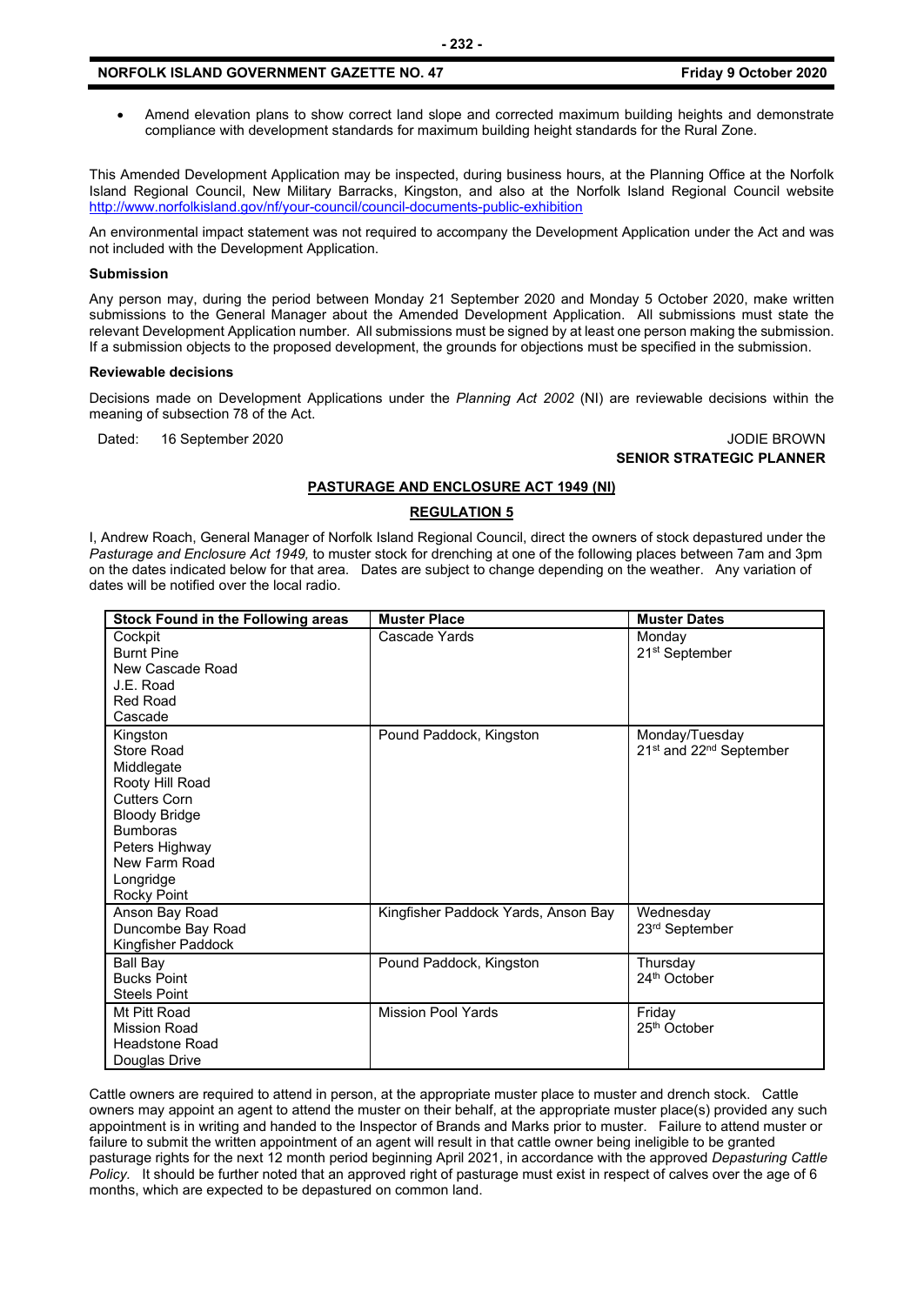- Amend elevation plans to show correct land slope and corrected maximum building heights and demonstrate compliance with development standards for maximum building height standards for the Rural Zone.

This Amended Development Application may be inspected, during business hours, at the Planning Office at the Norfolk Island Regional Council, New Military Barracks, Kingston, and also at the Norfolk Island Regional Council website http://www.norfolkisland.gov/nf/your-council/council-documents-public-exhibition

An environmental impact statement was not required to accompany the Development Application under the Act and was not included with the Development Application.

**Submission**

Any person may, during the period between Monday 21 September 2020 and Monday 5 October 2020, make written submissions to the General Manager about the Amended Development Application. All submissions must state the relevant Development Application number. All submissions must be signed by at least one person making the submission. If a submission objects to the proposed development, the grounds for objections must be specified in the submission.

**Reviewable decisions**

Decisions made on Development Applications under the *Planning Act 2002* (NI) are reviewable decisions within the meaning of subsection 78 of the Act.

Dated: 16 September 2020

JODIE BROWN
**SENIOR STRATEGIC PLANNER**

**PASTURAGE AND ENCLOSURE ACT 1949 (NI)**

**REGULATION 5**

I, Andrew Roach, General Manager of Norfolk Island Regional Council, direct the owners of stock depastured under the *Pasturage and Enclosure Act 1949,* to muster stock for drenching at one of the following places between 7am and 3pm on the dates indicated below for that area. Dates are subject to change depending on the weather. Any variation of dates will be notified over the local radio.

| Stock Found in the Following areas | Muster Place | Muster Dates |
|---|---|---|
| Cockpit<br>Burnt Pine<br>New Cascade Road<br>J.E. Road<br>Red Road<br>Cascade | Cascade Yards | Monday<br>21st September |
| Kingston<br>Store Road<br>Middlegate<br>Rooty Hill Road<br>Cutters Corn<br>Bloody Bridge<br>Bumboras<br>Peters Highway<br>New Farm Road<br>Longridge<br>Rocky Point | Pound Paddock, Kingston | Monday/Tuesday<br>21st and 22nd September |
| Anson Bay Road<br>Duncombe Bay Road<br>Kingfisher Paddock | Kingfisher Paddock Yards, Anson Bay | Wednesday<br>23rd September |
| Ball Bay<br>Bucks Point<br>Steels Point | Pound Paddock, Kingston | Thursday<br>24th October |
| Mt Pitt Road<br>Mission Road<br>Headstone Road<br>Douglas Drive | Mission Pool Yards | Friday<br>25th October |

Cattle owners are required to attend in person, at the appropriate muster place to muster and drench stock. Cattle owners may appoint an agent to attend the muster on their behalf, at the appropriate muster place(s) provided any such appointment is in writing and handed to the Inspector of Brands and Marks prior to muster. Failure to attend muster or failure to submit the written appointment of an agent will result in that cattle owner being ineligible to be granted pasturage rights for the next 12 month period beginning April 2021, in accordance with the approved *Depasturing Cattle Policy.* It should be further noted that an approved right of pasturage must exist in respect of calves over the age of 6 months, which are expected to be depastured on common land.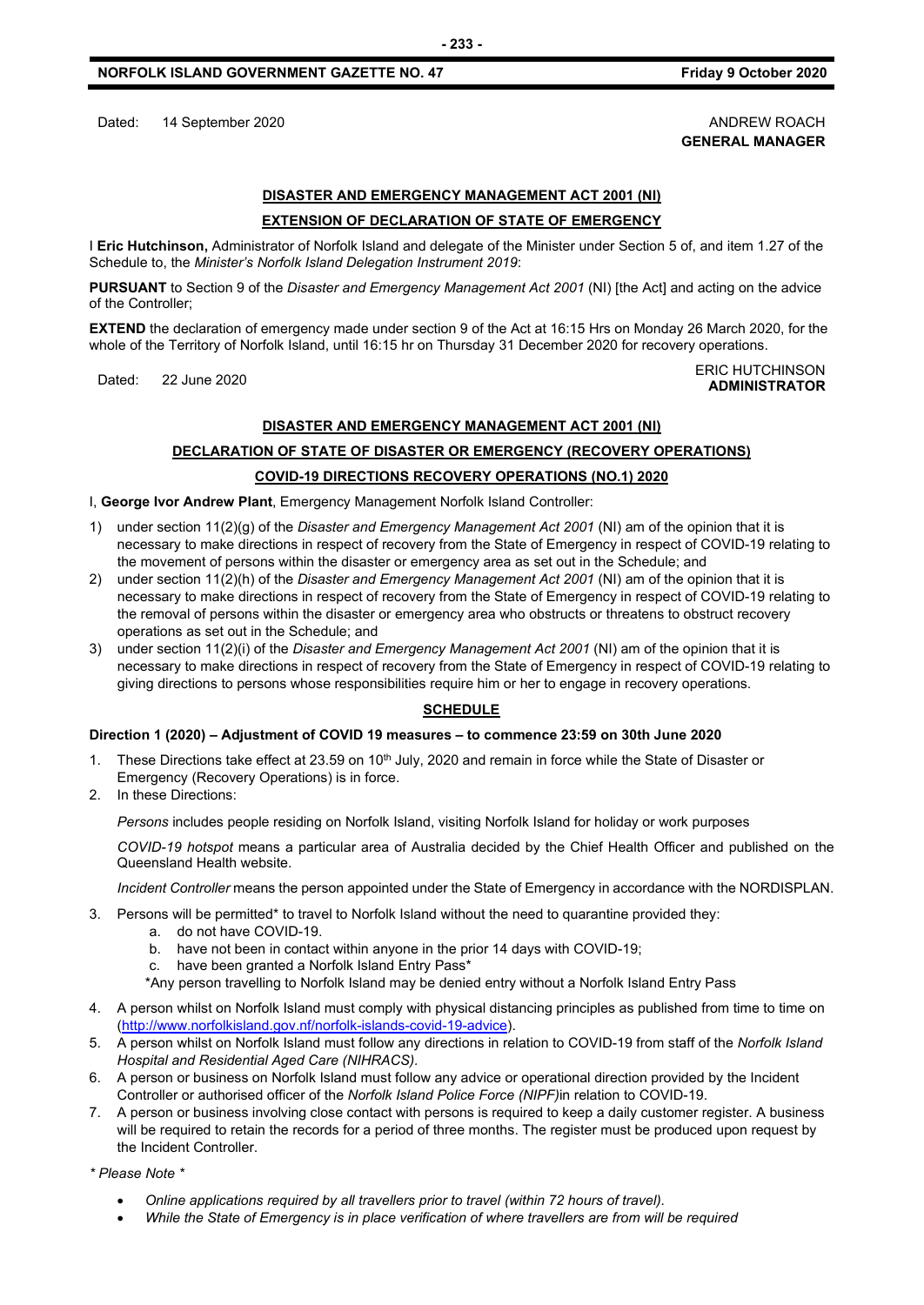Dated: 14 September 2020

ANDREW ROACH
**GENERAL MANAGER**

## DISASTER AND EMERGENCY MANAGEMENT ACT 2001 (NI)

### EXTENSION OF DECLARATION OF STATE OF EMERGENCY

I **Eric Hutchinson,** Administrator of Norfolk Island and delegate of the Minister under Section 5 of, and item 1.27 of the Schedule to, the *Minister's Norfolk Island Delegation Instrument 2019*:

**PURSUANT** to Section 9 of the *Disaster and Emergency Management Act 2001* (NI) [the Act] and acting on the advice of the Controller;

**EXTEND** the declaration of emergency made under section 9 of the Act at 16:15 Hrs on Monday 26 March 2020, for the whole of the Territory of Norfolk Island, until 16:15 hr on Thursday 31 December 2020 for recovery operations.

Dated: 22 June 2020

ERIC HUTCHINSON
**ADMINISTRATOR**

## DISASTER AND EMERGENCY MANAGEMENT ACT 2001 (NI)

### DECLARATION OF STATE OF DISASTER OR EMERGENCY (RECOVERY OPERATIONS)

### COVID-19 DIRECTIONS RECOVERY OPERATIONS (NO.1) 2020

I, **George Ivor Andrew Plant**, Emergency Management Norfolk Island Controller:

1) under section 11(2)(g) of the *Disaster and Emergency Management Act 2001* (NI) am of the opinion that it is necessary to make directions in respect of recovery from the State of Emergency in respect of COVID-19 relating to the movement of persons within the disaster or emergency area as set out in the Schedule; and
2) under section 11(2)(h) of the *Disaster and Emergency Management Act 2001* (NI) am of the opinion that it is necessary to make directions in respect of recovery from the State of Emergency in respect of COVID-19 relating to the removal of persons within the disaster or emergency area who obstructs or threatens to obstruct recovery operations as set out in the Schedule; and
3) under section 11(2)(i) of the *Disaster and Emergency Management Act 2001* (NI) am of the opinion that it is necessary to make directions in respect of recovery from the State of Emergency in respect of COVID-19 relating to giving directions to persons whose responsibilities require him or her to engage in recovery operations.

### SCHEDULE

**Direction 1 (2020) – Adjustment of COVID 19 measures – to commence 23:59 on 30th June 2020**

1. These Directions take effect at 23.59 on 10th July, 2020 and remain in force while the State of Disaster or Emergency (Recovery Operations) is in force.
2. In these Directions:

   *Persons* includes people residing on Norfolk Island, visiting Norfolk Island for holiday or work purposes

   *COVID-19 hotspot* means a particular area of Australia decided by the Chief Health Officer and published on the Queensland Health website.

   *Incident Controller* means the person appointed under the State of Emergency in accordance with the NORDISPLAN.

3. Persons will be permitted* to travel to Norfolk Island without the need to quarantine provided they:
   a. do not have COVID-19.
   b. have not been in contact within anyone in the prior 14 days with COVID-19;
   c. have been granted a Norfolk Island Entry Pass*

   *Any person travelling to Norfolk Island may be denied entry without a Norfolk Island Entry Pass

4. A person whilst on Norfolk Island must comply with physical distancing principles as published from time to time on (http://www.norfolkisland.gov.nf/norfolk-islands-covid-19-advice).
5. A person whilst on Norfolk Island must follow any directions in relation to COVID-19 from staff of the *Norfolk Island Hospital and Residential Aged Care (NIHRACS).*
6. A person or business on Norfolk Island must follow any advice or operational direction provided by the Incident Controller or authorised officer of the *Norfolk Island Police Force (NIPF)*in relation to COVID-19.
7. A person or business involving close contact with persons is required to keep a daily customer register. A business will be required to retain the records for a period of three months. The register must be produced upon request by the Incident Controller.

*\* Please Note \**

- *Online applications required by all travellers prior to travel (within 72 hours of travel).*
- *While the State of Emergency is in place verification of where travellers are from will be required*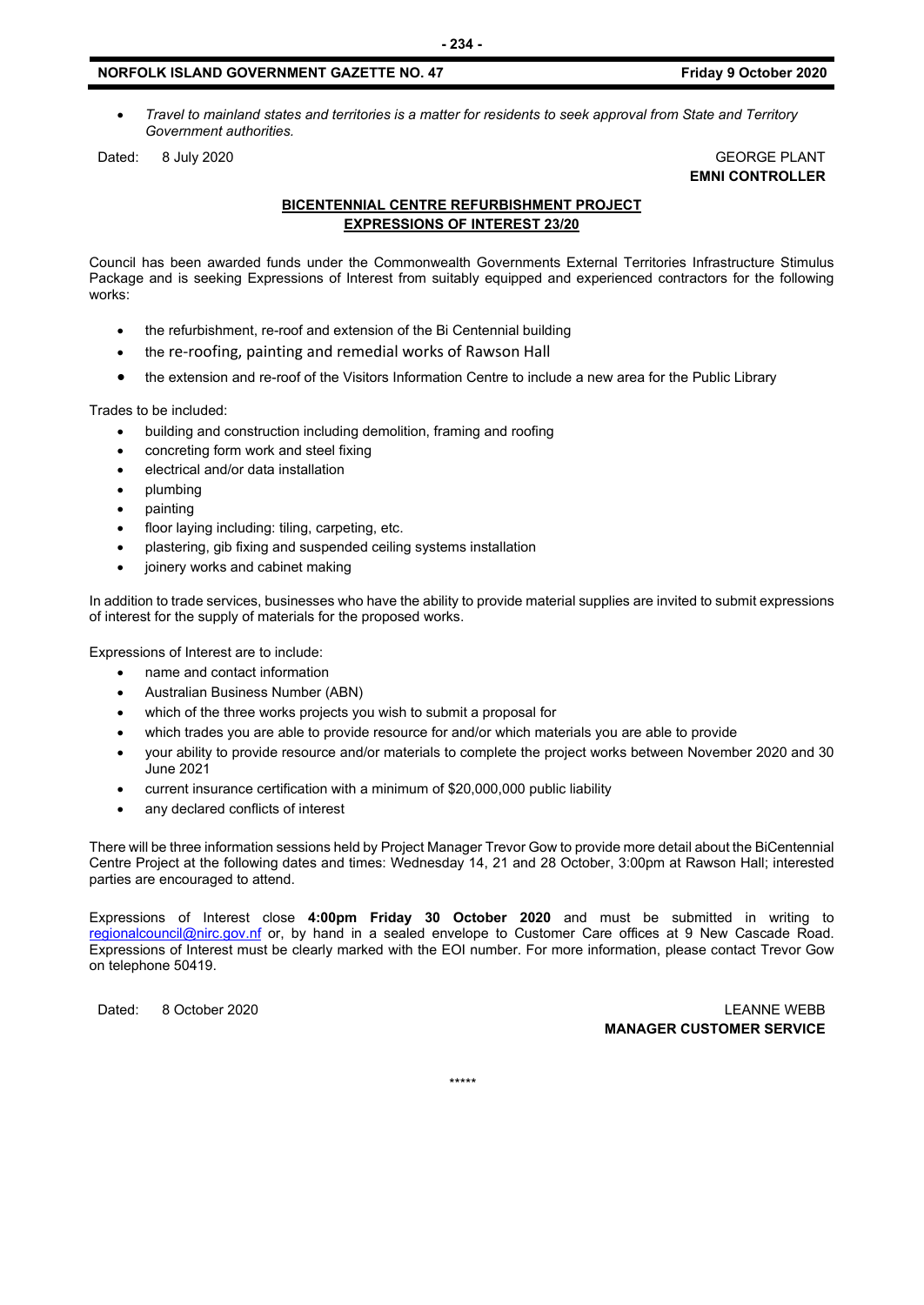- *Travel to mainland states and territories is a matter for residents to seek approval from State and Territory Government authorities.*

Dated: 8 July 2020

GEORGE PLANT
**EMNI CONTROLLER**

## BICENTENNIAL CENTRE REFURBISHMENT PROJECT
## EXPRESSIONS OF INTEREST 23/20

Council has been awarded funds under the Commonwealth Governments External Territories Infrastructure Stimulus Package and is seeking Expressions of Interest from suitably equipped and experienced contractors for the following works:

- the refurbishment, re-roof and extension of the Bi Centennial building
- the re-roofing, painting and remedial works of Rawson Hall
- the extension and re-roof of the Visitors Information Centre to include a new area for the Public Library

Trades to be included:

- building and construction including demolition, framing and roofing
- concreting form work and steel fixing
- electrical and/or data installation
- plumbing
- painting
- floor laying including: tiling, carpeting, etc.
- plastering, gib fixing and suspended ceiling systems installation
- joinery works and cabinet making

In addition to trade services, businesses who have the ability to provide material supplies are invited to submit expressions of interest for the supply of materials for the proposed works.

Expressions of Interest are to include:

- name and contact information
- Australian Business Number (ABN)
- which of the three works projects you wish to submit a proposal for
- which trades you are able to provide resource for and/or which materials you are able to provide
- your ability to provide resource and/or materials to complete the project works between November 2020 and 30 June 2021
- current insurance certification with a minimum of $20,000,000 public liability
- any declared conflicts of interest

There will be three information sessions held by Project Manager Trevor Gow to provide more detail about the BiCentennial Centre Project at the following dates and times: Wednesday 14, 21 and 28 October, 3:00pm at Rawson Hall; interested parties are encouraged to attend.

Expressions of Interest close **4:00pm Friday 30 October 2020** and must be submitted in writing to regionalcouncil@nirc.gov.nf or, by hand in a sealed envelope to Customer Care offices at 9 New Cascade Road. Expressions of Interest must be clearly marked with the EOI number. For more information, please contact Trevor Gow on telephone 50419.

Dated: 8 October 2020

LEANNE WEBB
**MANAGER CUSTOMER SERVICE**

\*\*\*\*\*